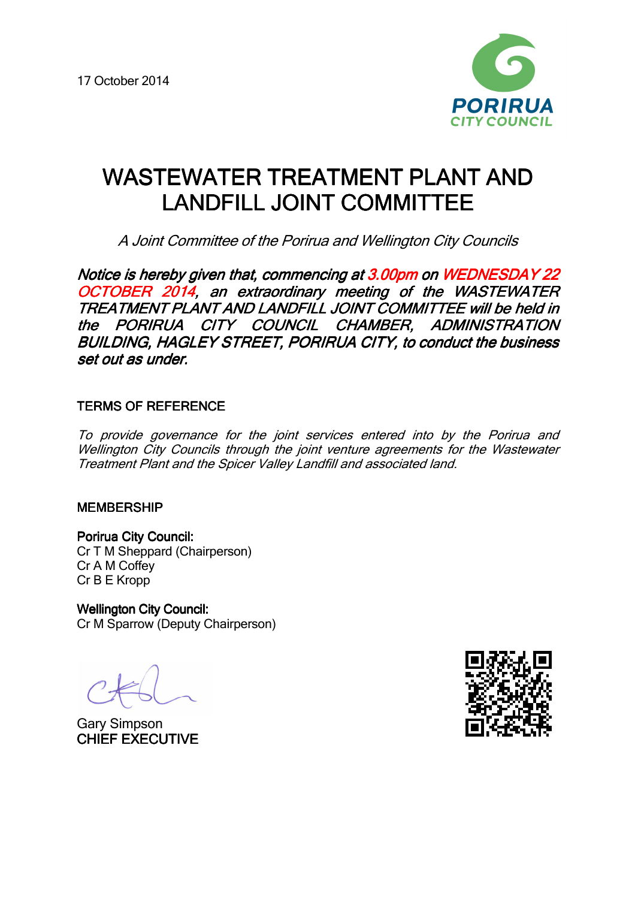17 October 2014

PORIRUA CITY COUNCIL

# WASTEWATER TREATMENT PLANT AND LANDFILL JOINT COMMITTEE

*A Joint Committee of the Porirua and Wellington City Councils*

***Notice is hereby given that, commencing at 3.00pm on WEDNESDAY 22 OCTOBER 2014, an extraordinary meeting of the WASTEWATER TREATMENT PLANT AND LANDFILL JOINT COMMITTEE will be held in the PORIRUA CITY COUNCIL CHAMBER, ADMINISTRATION BUILDING, HAGLEY STREET, PORIRUA CITY, to conduct the business set out as under.***

## TERMS OF REFERENCE

*To provide governance for the joint services entered into by the Porirua and Wellington City Councils through the joint venture agreements for the Wastewater Treatment Plant and the Spicer Valley Landfill and associated land.*

## MEMBERSHIP

**Porirua City Council:**
Cr T M Sheppard (Chairperson)
Cr A M Coffey
Cr B E Kropp

**Wellington City Council:**
Cr M Sparrow (Deputy Chairperson)

Gary Simpson
CHIEF EXECUTIVE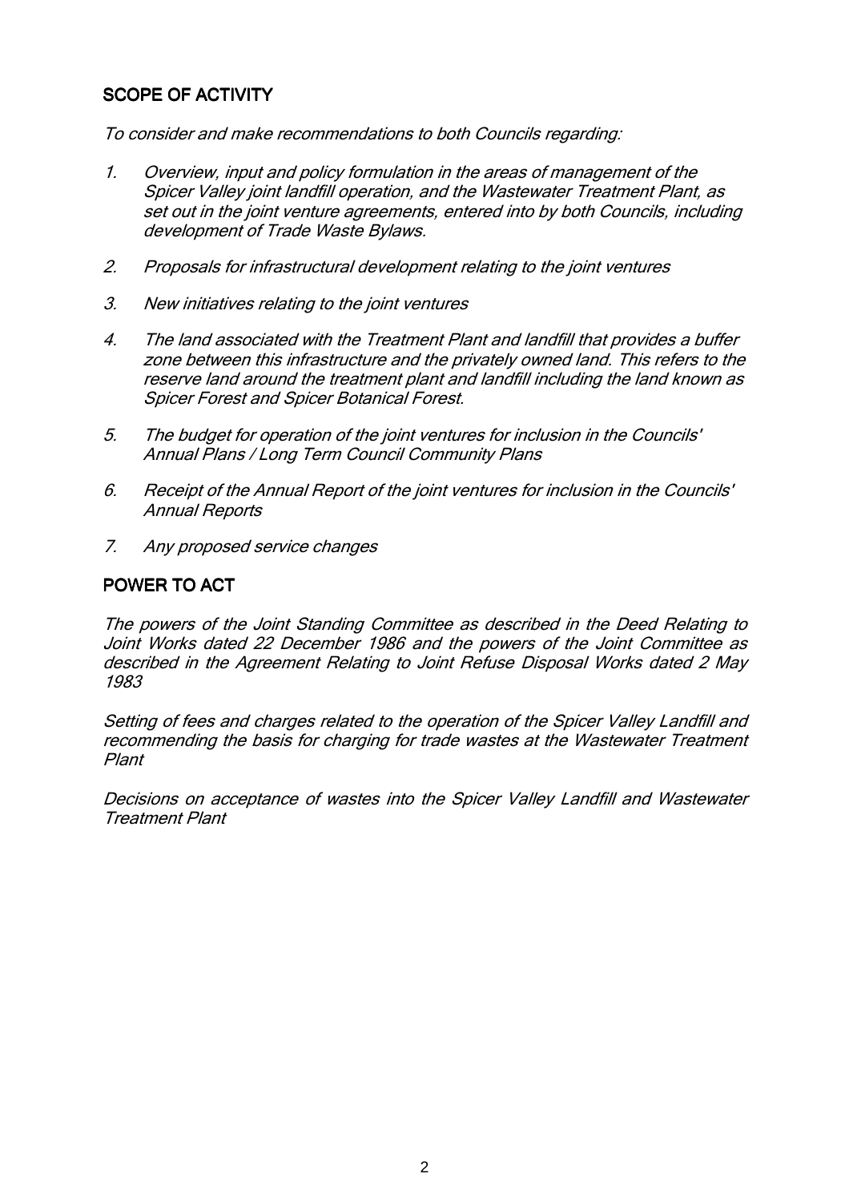## SCOPE OF ACTIVITY

*To consider and make recommendations to both Councils regarding:*

1. *Overview, input and policy formulation in the areas of management of the Spicer Valley joint landfill operation, and the Wastewater Treatment Plant, as set out in the joint venture agreements, entered into by both Councils, including development of Trade Waste Bylaws.*
2. *Proposals for infrastructural development relating to the joint ventures*
3. *New initiatives relating to the joint ventures*
4. *The land associated with the Treatment Plant and landfill that provides a buffer zone between this infrastructure and the privately owned land. This refers to the reserve land around the treatment plant and landfill including the land known as Spicer Forest and Spicer Botanical Forest.*
5. *The budget for operation of the joint ventures for inclusion in the Councils' Annual Plans / Long Term Council Community Plans*
6. *Receipt of the Annual Report of the joint ventures for inclusion in the Councils' Annual Reports*
7. *Any proposed service changes*

## POWER TO ACT

*The powers of the Joint Standing Committee as described in the Deed Relating to Joint Works dated 22 December 1986 and the powers of the Joint Committee as described in the Agreement Relating to Joint Refuse Disposal Works dated 2 May 1983*

*Setting of fees and charges related to the operation of the Spicer Valley Landfill and recommending the basis for charging for trade wastes at the Wastewater Treatment Plant*

*Decisions on acceptance of wastes into the Spicer Valley Landfill and Wastewater Treatment Plant*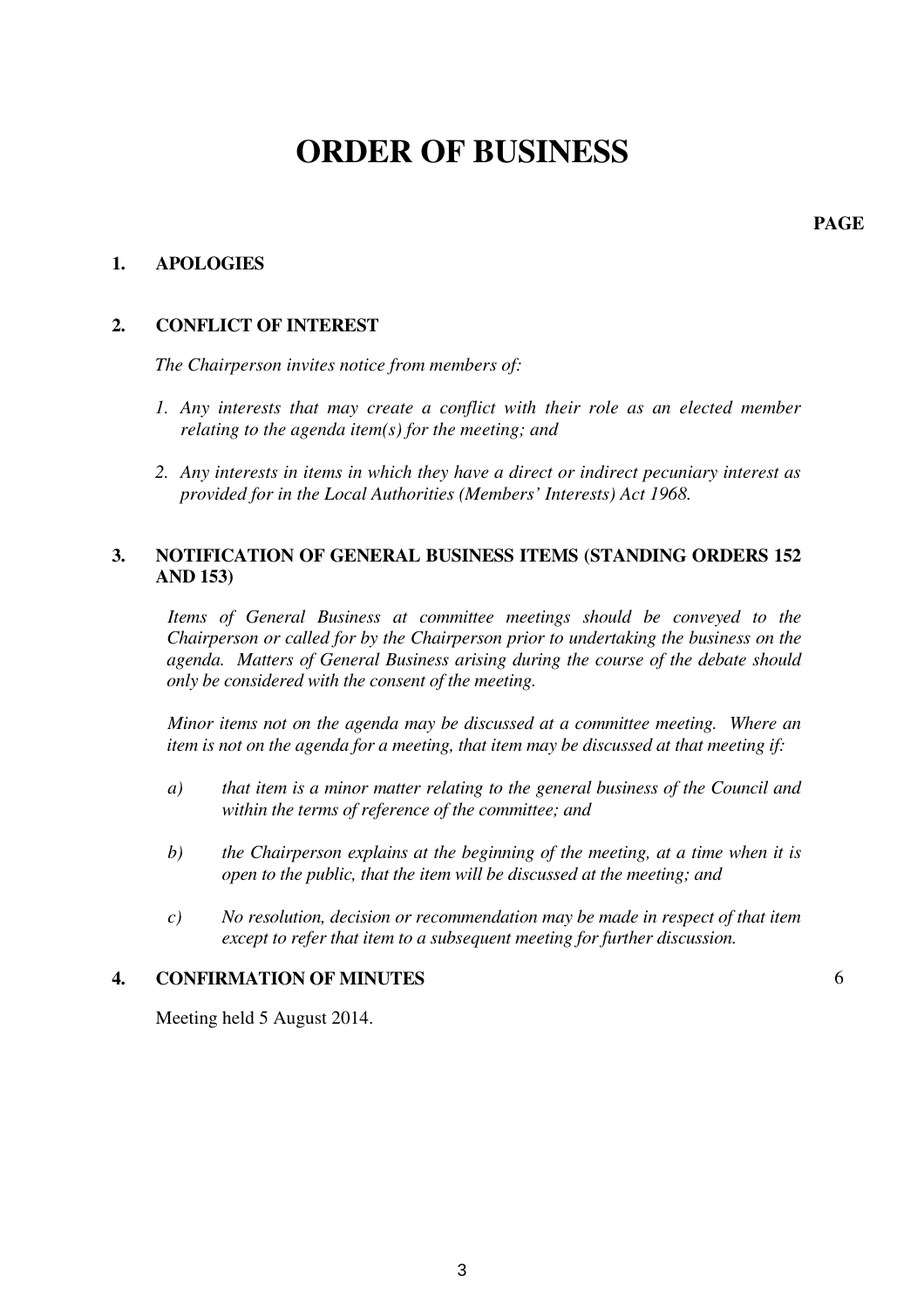# ORDER OF BUSINESS

**PAGE**

**1. APOLOGIES**

**2. CONFLICT OF INTEREST**

*The Chairperson invites notice from members of:*

1. *Any interests that may create a conflict with their role as an elected member relating to the agenda item(s) for the meeting; and*
2. *Any interests in items in which they have a direct or indirect pecuniary interest as provided for in the Local Authorities (Members' Interests) Act 1968.*

**3. NOTIFICATION OF GENERAL BUSINESS ITEMS (STANDING ORDERS 152 AND 153)**

*Items of General Business at committee meetings should be conveyed to the Chairperson or called for by the Chairperson prior to undertaking the business on the agenda. Matters of General Business arising during the course of the debate should only be considered with the consent of the meeting.*

*Minor items not on the agenda may be discussed at a committee meeting. Where an item is not on the agenda for a meeting, that item may be discussed at that meeting if:*

a) *that item is a minor matter relating to the general business of the Council and within the terms of reference of the committee; and*

b) *the Chairperson explains at the beginning of the meeting, at a time when it is open to the public, that the item will be discussed at the meeting; and*

c) *No resolution, decision or recommendation may be made in respect of that item except to refer that item to a subsequent meeting for further discussion.*

**4. CONFIRMATION OF MINUTES** 6

Meeting held 5 August 2014.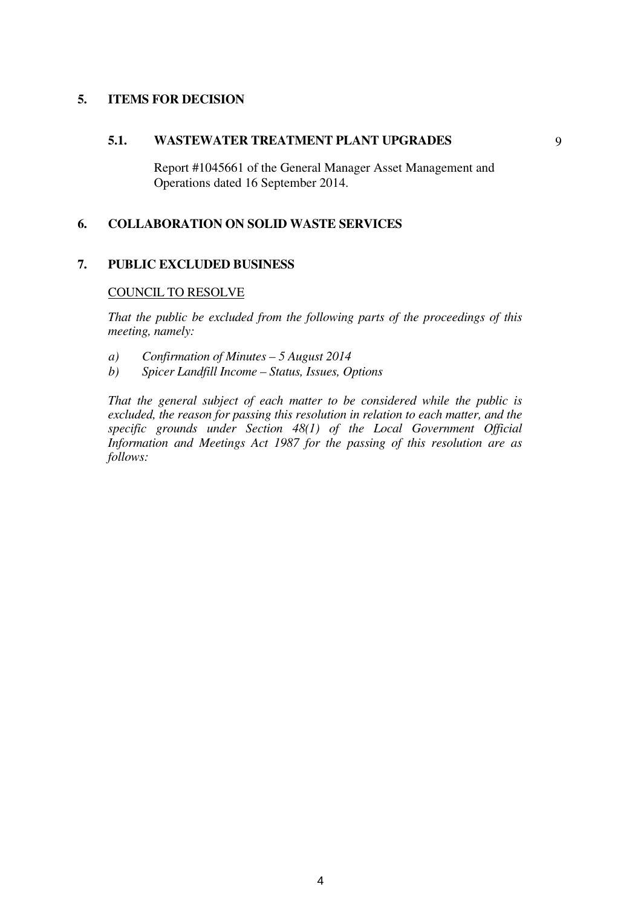## 5. ITEMS FOR DECISION

### 5.1. WASTEWATER TREATMENT PLANT UPGRADES 9

Report #1045661 of the General Manager Asset Management and Operations dated 16 September 2014.

## 6. COLLABORATION ON SOLID WASTE SERVICES

## 7. PUBLIC EXCLUDED BUSINESS

COUNCIL TO RESOLVE

*That the public be excluded from the following parts of the proceedings of this meeting, namely:*

*a) Confirmation of Minutes – 5 August 2014*
*b) Spicer Landfill Income – Status, Issues, Options*

*That the general subject of each matter to be considered while the public is excluded, the reason for passing this resolution in relation to each matter, and the specific grounds under Section 48(1) of the Local Government Official Information and Meetings Act 1987 for the passing of this resolution are as follows:*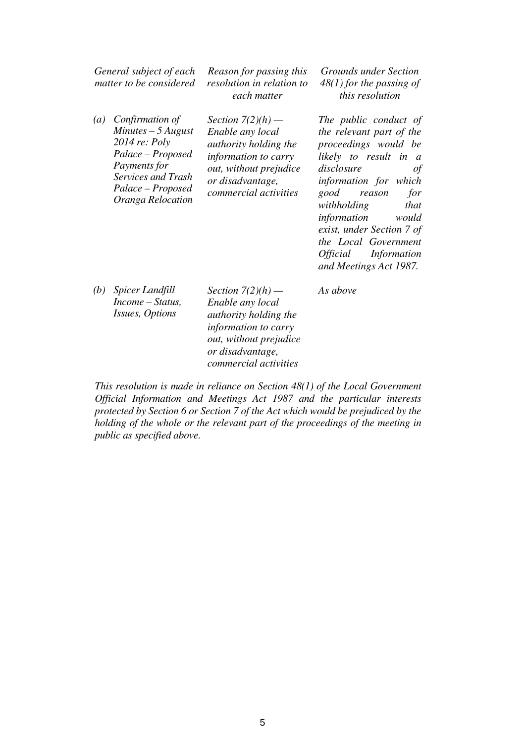| | *General subject of each matter to be considered* | *Reason for passing this resolution in relation to each matter* | *Grounds under Section 48(1) for the passing of this resolution* |
|---|---|---|---|
| *(a)* | *Confirmation of Minutes – 5 August 2014 re: Poly Palace – Proposed Payments for Services and Trash Palace – Proposed Oranga Relocation* | *Section 7(2)(h) — Enable any local authority holding the information to carry out, without prejudice or disadvantage, commercial activities* | *The public conduct of the relevant part of the proceedings would be likely to result in a disclosure of information for which good reason for withholding that information would exist, under Section 7 of the Local Government Official Information and Meetings Act 1987.* |
| *(b)* | *Spicer Landfill Income – Status, Issues, Options* | *Section 7(2)(h) — Enable any local authority holding the information to carry out, without prejudice or disadvantage, commercial activities* | *As above* |

*This resolution is made in reliance on Section 48(1) of the Local Government Official Information and Meetings Act 1987 and the particular interests protected by Section 6 or Section 7 of the Act which would be prejudiced by the holding of the whole or the relevant part of the proceedings of the meeting in public as specified above.*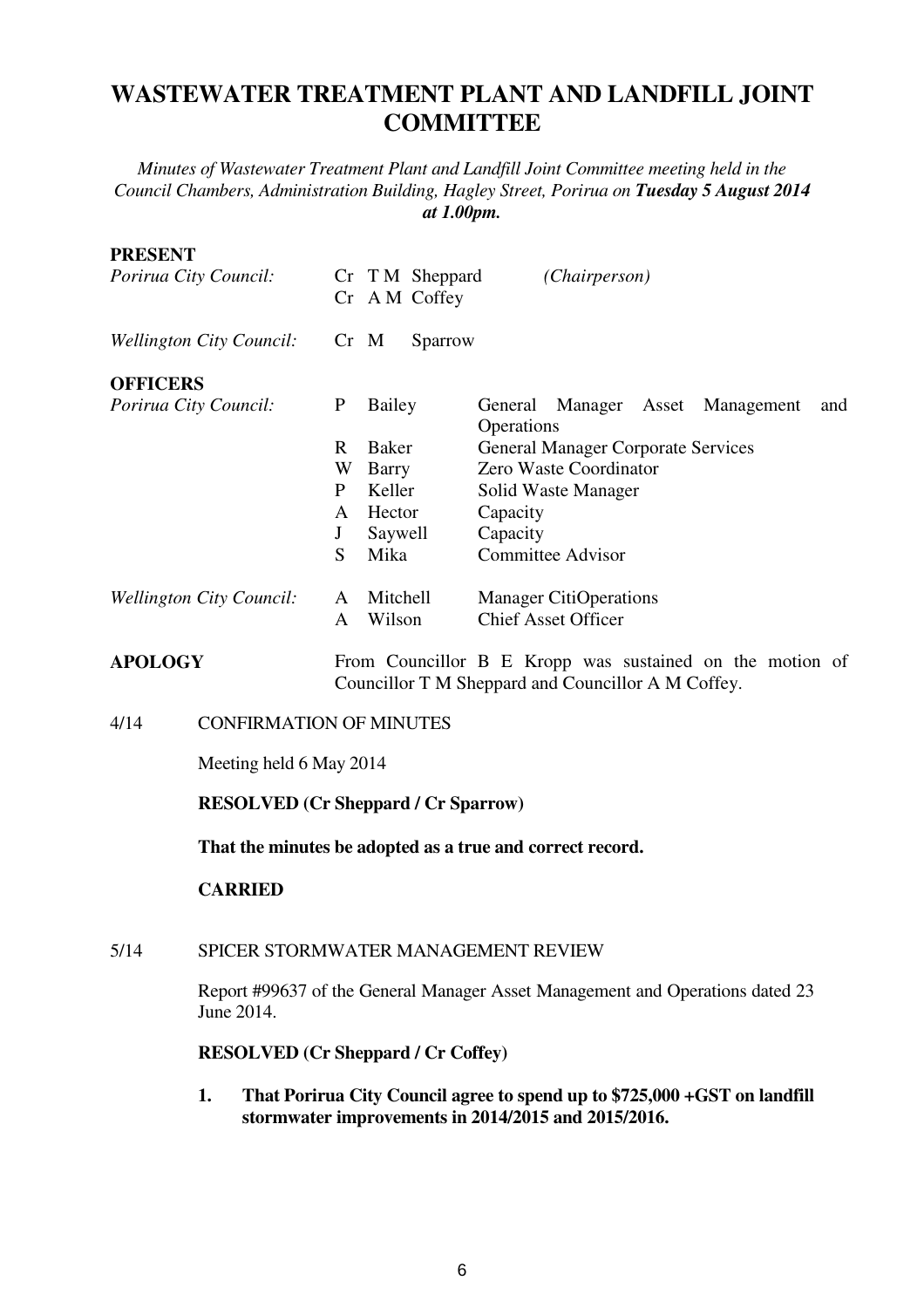# WASTEWATER TREATMENT PLANT AND LANDFILL JOINT COMMITTEE

*Minutes of Wastewater Treatment Plant and Landfill Joint Committee meeting held in the Council Chambers, Administration Building, Hagley Street, Porirua on* ***Tuesday 5 August 2014 at 1.00pm.***

**PRESENT**

| | | |
|---|---|---|
| *Porirua City Council:* | Cr T M Sheppard | *(Chairperson)* |
| | Cr A M Coffey | |
| *Wellington City Council:* | Cr M Sparrow | |

**OFFICERS**

| | | |
|---|---|---|
| *Porirua City Council:* | P Bailey | General Manager Asset Management and Operations |
| | R Baker | General Manager Corporate Services |
| | W Barry | Zero Waste Coordinator |
| | P Keller | Solid Waste Manager |
| | A Hector | Capacity |
| | J Saywell | Capacity |
| | S Mika | Committee Advisor |
| *Wellington City Council:* | A Mitchell | Manager CitiOperations |
| | A Wilson | Chief Asset Officer |

**APOLOGY** From Councillor B E Kropp was sustained on the motion of Councillor T M Sheppard and Councillor A M Coffey.

4/14 CONFIRMATION OF MINUTES

Meeting held 6 May 2014

**RESOLVED (Cr Sheppard / Cr Sparrow)**

**That the minutes be adopted as a true and correct record.**

**CARRIED**

5/14 SPICER STORMWATER MANAGEMENT REVIEW

Report #99637 of the General Manager Asset Management and Operations dated 23 June 2014.

**RESOLVED (Cr Sheppard / Cr Coffey)**

1. **That Porirua City Council agree to spend up to $725,000 +GST on landfill stormwater improvements in 2014/2015 and 2015/2016.**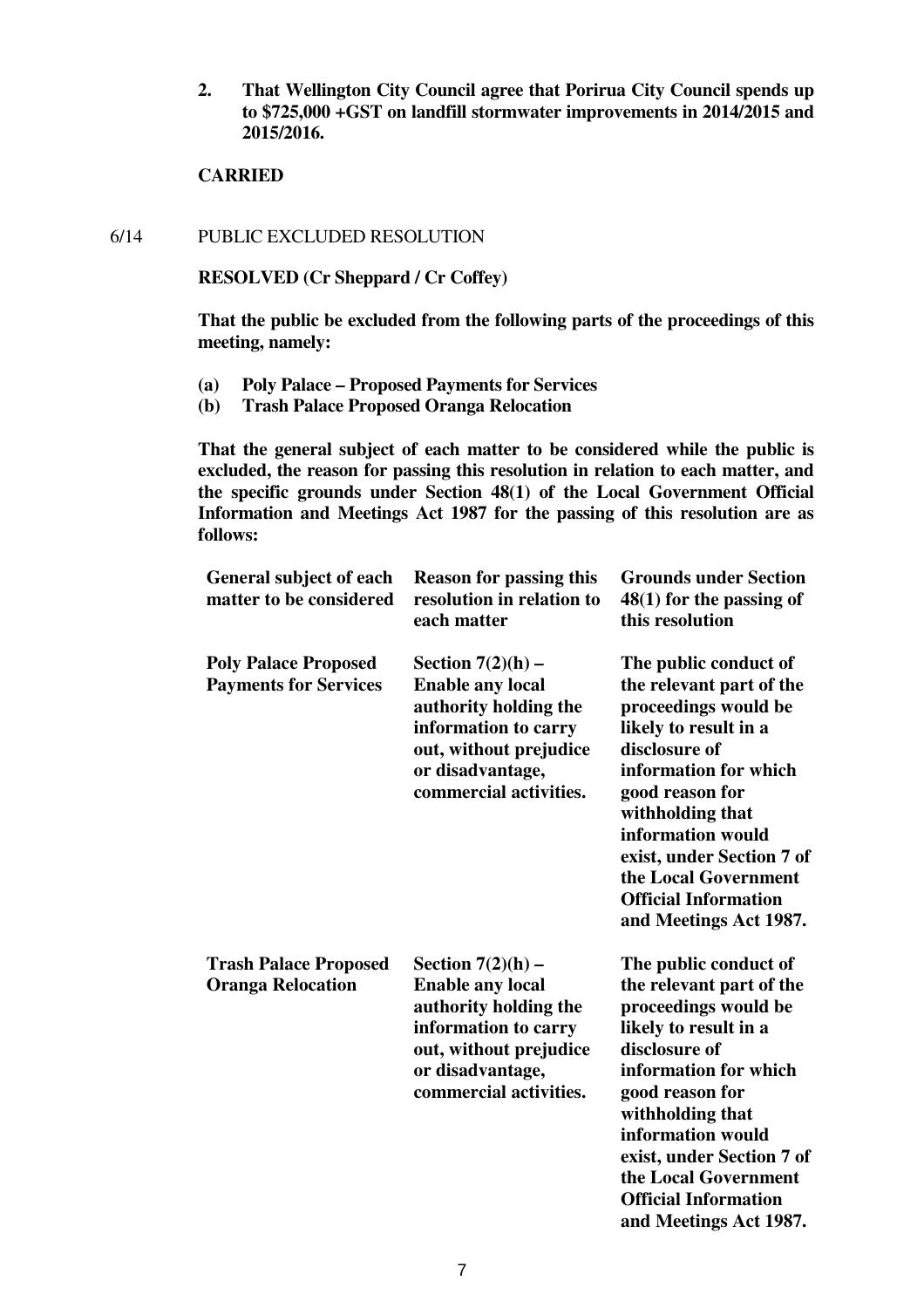**2. That Wellington City Council agree that Porirua City Council spends up to $725,000 +GST on landfill stormwater improvements in 2014/2015 and 2015/2016.**

**CARRIED**

6/14 PUBLIC EXCLUDED RESOLUTION

**RESOLVED (Cr Sheppard / Cr Coffey)**

**That the public be excluded from the following parts of the proceedings of this meeting, namely:**

**(a) Poly Palace – Proposed Payments for Services**
**(b) Trash Palace Proposed Oranga Relocation**

**That the general subject of each matter to be considered while the public is excluded, the reason for passing this resolution in relation to each matter, and the specific grounds under Section 48(1) of the Local Government Official Information and Meetings Act 1987 for the passing of this resolution are as follows:**

| General subject of each matter to be considered | Reason for passing this resolution in relation to each matter | Grounds under Section 48(1) for the passing of this resolution |
|---|---|---|
| **Poly Palace Proposed Payments for Services** | **Section 7(2)(h) – Enable any local authority holding the information to carry out, without prejudice or disadvantage, commercial activities.** | **The public conduct of the relevant part of the proceedings would be likely to result in a disclosure of information for which good reason for withholding that information would exist, under Section 7 of the Local Government Official Information and Meetings Act 1987.** |
| **Trash Palace Proposed Oranga Relocation** | **Section 7(2)(h) – Enable any local authority holding the information to carry out, without prejudice or disadvantage, commercial activities.** | **The public conduct of the relevant part of the proceedings would be likely to result in a disclosure of information for which good reason for withholding that information would exist, under Section 7 of the Local Government Official Information and Meetings Act 1987.** |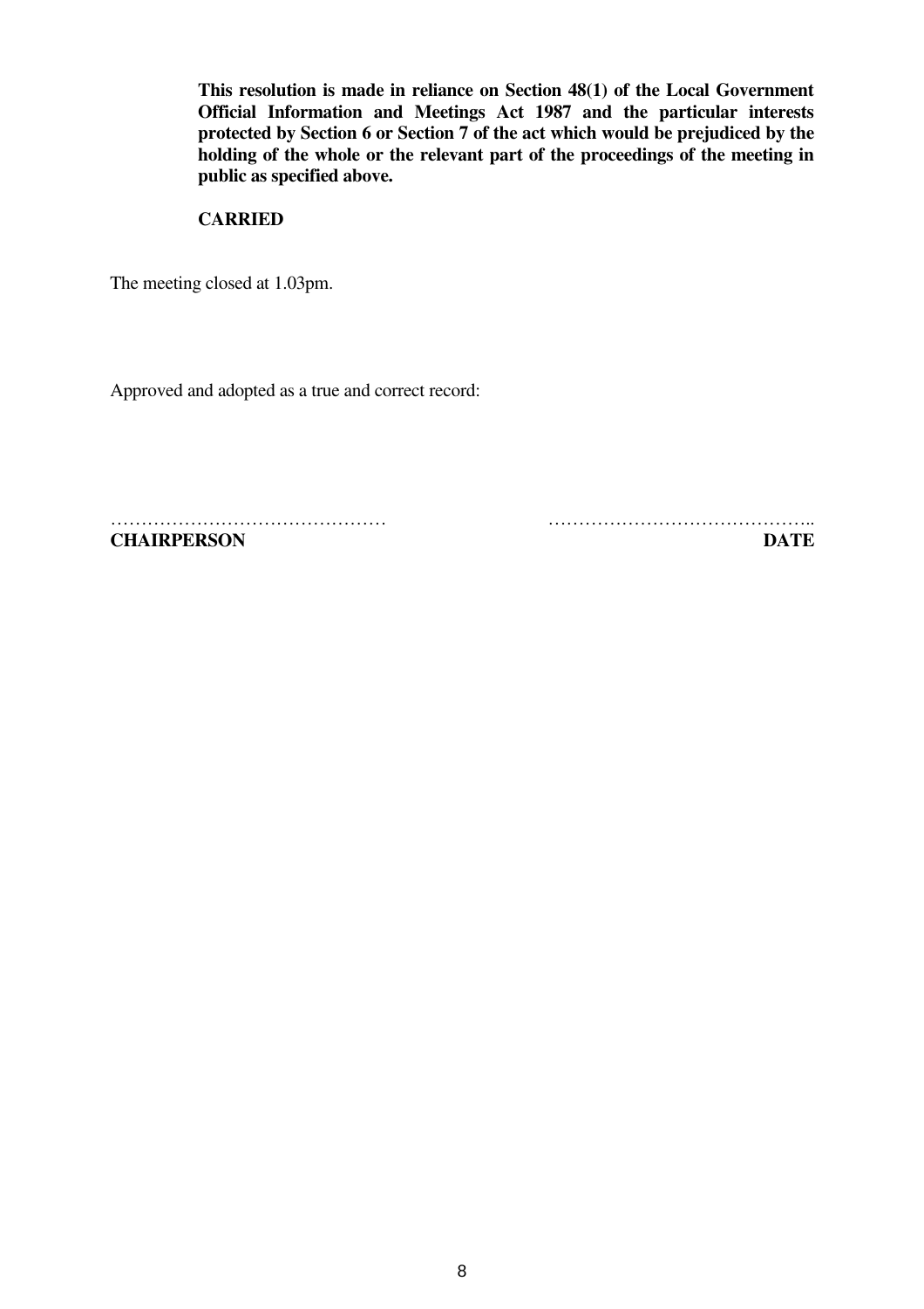**This resolution is made in reliance on Section 48(1) of the Local Government Official Information and Meetings Act 1987 and the particular interests protected by Section 6 or Section 7 of the act which would be prejudiced by the holding of the whole or the relevant part of the proceedings of the meeting in public as specified above.**

**CARRIED**

The meeting closed at 1.03pm.

Approved and adopted as a true and correct record:

……………………………………… ……………………………………..

**CHAIRPERSON** **DATE**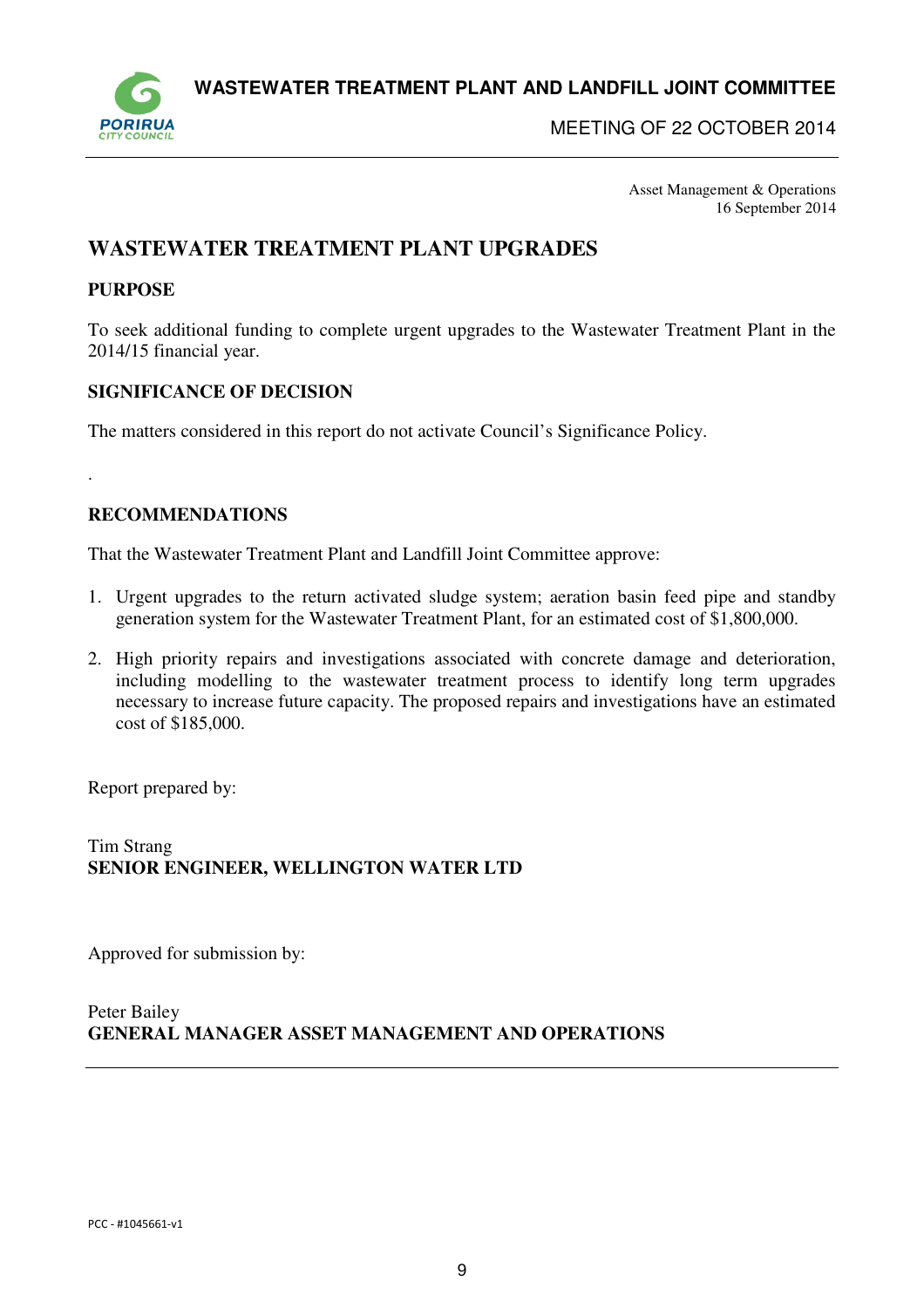**WASTEWATER TREATMENT PLANT AND LANDFILL JOINT COMMITTEE**

MEETING OF 22 OCTOBER 2014

Asset Management & Operations
16 September 2014

# WASTEWATER TREATMENT PLANT UPGRADES

## PURPOSE

To seek additional funding to complete urgent upgrades to the Wastewater Treatment Plant in the 2014/15 financial year.

## SIGNIFICANCE OF DECISION

The matters considered in this report do not activate Council's Significance Policy.

.

## RECOMMENDATIONS

That the Wastewater Treatment Plant and Landfill Joint Committee approve:

1. Urgent upgrades to the return activated sludge system; aeration basin feed pipe and standby generation system for the Wastewater Treatment Plant, for an estimated cost of $1,800,000.

2. High priority repairs and investigations associated with concrete damage and deterioration, including modelling to the wastewater treatment process to identify long term upgrades necessary to increase future capacity. The proposed repairs and investigations have an estimated cost of $185,000.

Report prepared by:

Tim Strang
**SENIOR ENGINEER, WELLINGTON WATER LTD**

Approved for submission by:

Peter Bailey
**GENERAL MANAGER ASSET MANAGEMENT AND OPERATIONS**

PCC - #1045661-v1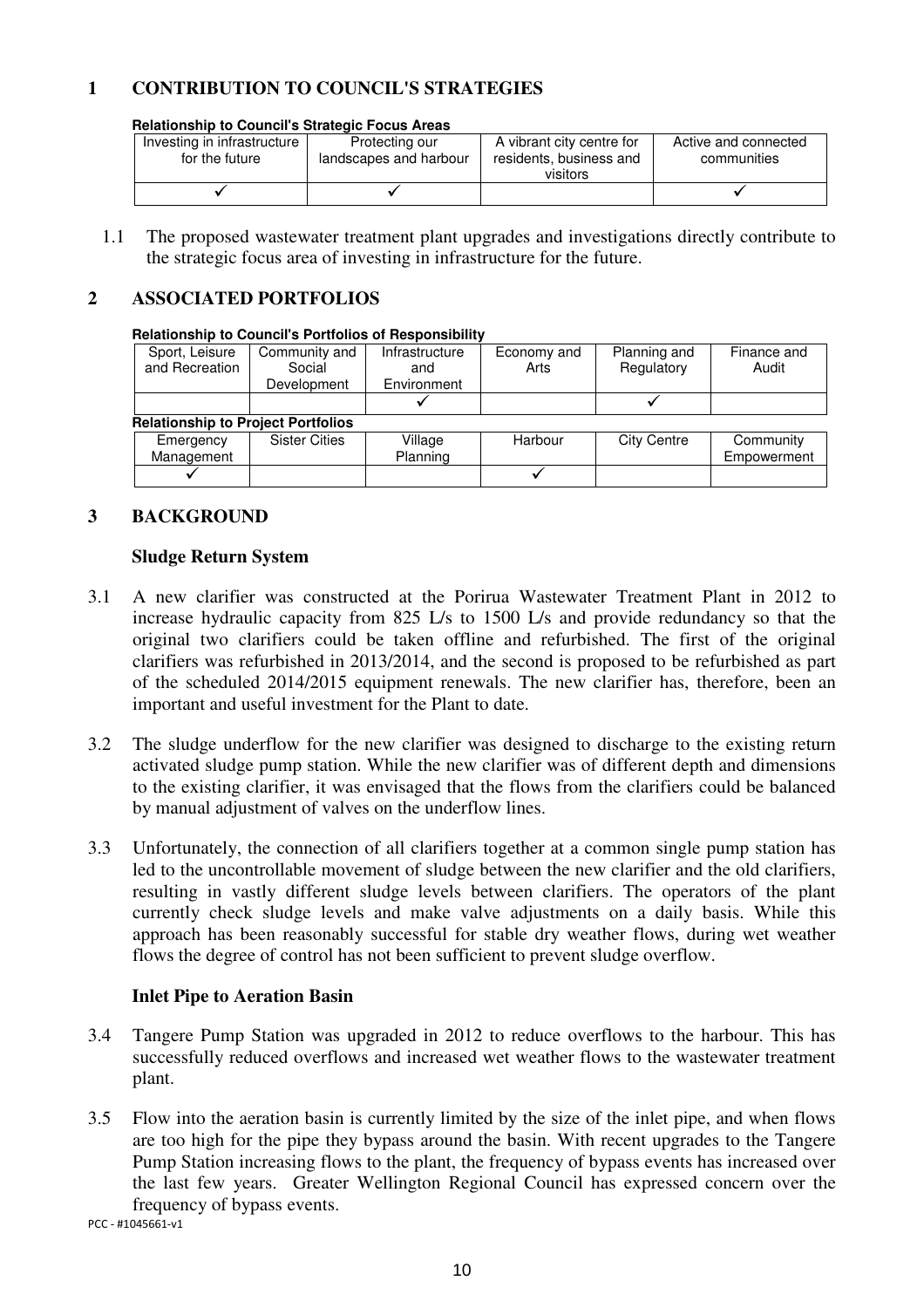## 1 CONTRIBUTION TO COUNCIL'S STRATEGIES

**Relationship to Council's Strategic Focus Areas**

| Investing in infrastructure for the future | Protecting our landscapes and harbour | A vibrant city centre for residents, business and visitors | Active and connected communities |
|---|---|---|---|
| ✓ | ✓ | | ✓ |

1.1 The proposed wastewater treatment plant upgrades and investigations directly contribute to the strategic focus area of investing in infrastructure for the future.

## 2 ASSOCIATED PORTFOLIOS

**Relationship to Council's Portfolios of Responsibility**

| Sport, Leisure and Recreation | Community and Social Development | Infrastructure and Environment | Economy and Arts | Planning and Regulatory | Finance and Audit |
|---|---|---|---|---|---|
| | | ✓ | | ✓ | |

**Relationship to Project Portfolios**

| Emergency Management | Sister Cities | Village Planning | Harbour | City Centre | Community Empowerment |
|---|---|---|---|---|---|
| ✓ | | | ✓ | | |

## 3 BACKGROUND

### Sludge Return System

3.1 A new clarifier was constructed at the Porirua Wastewater Treatment Plant in 2012 to increase hydraulic capacity from 825 L/s to 1500 L/s and provide redundancy so that the original two clarifiers could be taken offline and refurbished. The first of the original clarifiers was refurbished in 2013/2014, and the second is proposed to be refurbished as part of the scheduled 2014/2015 equipment renewals. The new clarifier has, therefore, been an important and useful investment for the Plant to date.

3.2 The sludge underflow for the new clarifier was designed to discharge to the existing return activated sludge pump station. While the new clarifier was of different depth and dimensions to the existing clarifier, it was envisaged that the flows from the clarifiers could be balanced by manual adjustment of valves on the underflow lines.

3.3 Unfortunately, the connection of all clarifiers together at a common single pump station has led to the uncontrollable movement of sludge between the new clarifier and the old clarifiers, resulting in vastly different sludge levels between clarifiers. The operators of the plant currently check sludge levels and make valve adjustments on a daily basis. While this approach has been reasonably successful for stable dry weather flows, during wet weather flows the degree of control has not been sufficient to prevent sludge overflow.

### Inlet Pipe to Aeration Basin

3.4 Tangere Pump Station was upgraded in 2012 to reduce overflows to the harbour. This has successfully reduced overflows and increased wet weather flows to the wastewater treatment plant.

3.5 Flow into the aeration basin is currently limited by the size of the inlet pipe, and when flows are too high for the pipe they bypass around the basin. With recent upgrades to the Tangere Pump Station increasing flows to the plant, the frequency of bypass events has increased over the last few years. Greater Wellington Regional Council has expressed concern over the frequency of bypass events.

PCC - #1045661-v1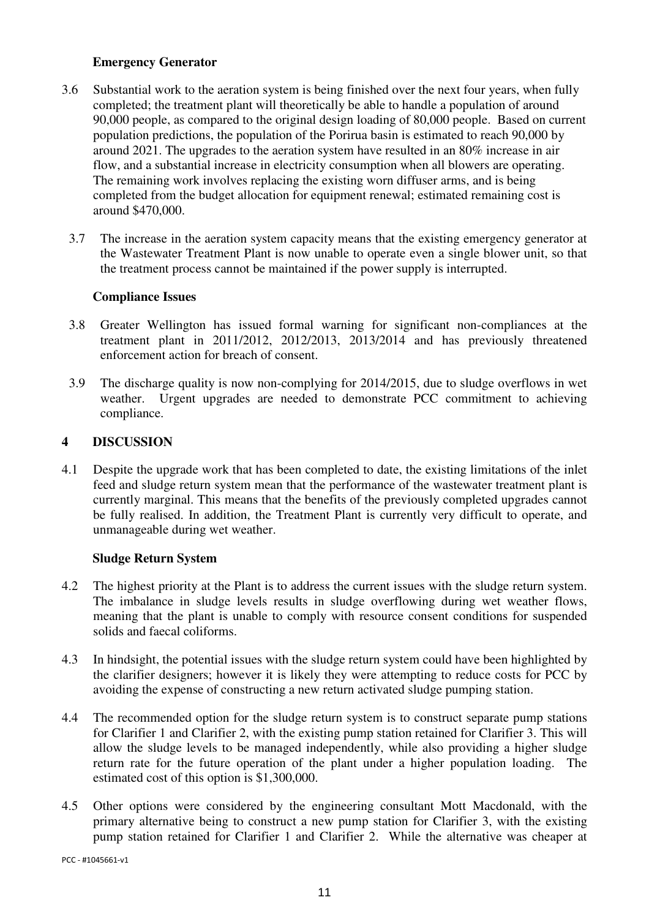### Emergency Generator

3.6 Substantial work to the aeration system is being finished over the next four years, when fully completed; the treatment plant will theoretically be able to handle a population of around 90,000 people, as compared to the original design loading of 80,000 people. Based on current population predictions, the population of the Porirua basin is estimated to reach 90,000 by around 2021. The upgrades to the aeration system have resulted in an 80% increase in air flow, and a substantial increase in electricity consumption when all blowers are operating. The remaining work involves replacing the existing worn diffuser arms, and is being completed from the budget allocation for equipment renewal; estimated remaining cost is around $470,000.

3.7 The increase in the aeration system capacity means that the existing emergency generator at the Wastewater Treatment Plant is now unable to operate even a single blower unit, so that the treatment process cannot be maintained if the power supply is interrupted.

### Compliance Issues

3.8 Greater Wellington has issued formal warning for significant non-compliances at the treatment plant in 2011/2012, 2012/2013, 2013/2014 and has previously threatened enforcement action for breach of consent.

3.9 The discharge quality is now non-complying for 2014/2015, due to sludge overflows in wet weather. Urgent upgrades are needed to demonstrate PCC commitment to achieving compliance.

## 4 DISCUSSION

4.1 Despite the upgrade work that has been completed to date, the existing limitations of the inlet feed and sludge return system mean that the performance of the wastewater treatment plant is currently marginal. This means that the benefits of the previously completed upgrades cannot be fully realised. In addition, the Treatment Plant is currently very difficult to operate, and unmanageable during wet weather.

### Sludge Return System

4.2 The highest priority at the Plant is to address the current issues with the sludge return system. The imbalance in sludge levels results in sludge overflowing during wet weather flows, meaning that the plant is unable to comply with resource consent conditions for suspended solids and faecal coliforms.

4.3 In hindsight, the potential issues with the sludge return system could have been highlighted by the clarifier designers; however it is likely they were attempting to reduce costs for PCC by avoiding the expense of constructing a new return activated sludge pumping station.

4.4 The recommended option for the sludge return system is to construct separate pump stations for Clarifier 1 and Clarifier 2, with the existing pump station retained for Clarifier 3. This will allow the sludge levels to be managed independently, while also providing a higher sludge return rate for the future operation of the plant under a higher population loading. The estimated cost of this option is $1,300,000.

4.5 Other options were considered by the engineering consultant Mott Macdonald, with the primary alternative being to construct a new pump station for Clarifier 3, with the existing pump station retained for Clarifier 1 and Clarifier 2. While the alternative was cheaper at

PCC - #1045661-v1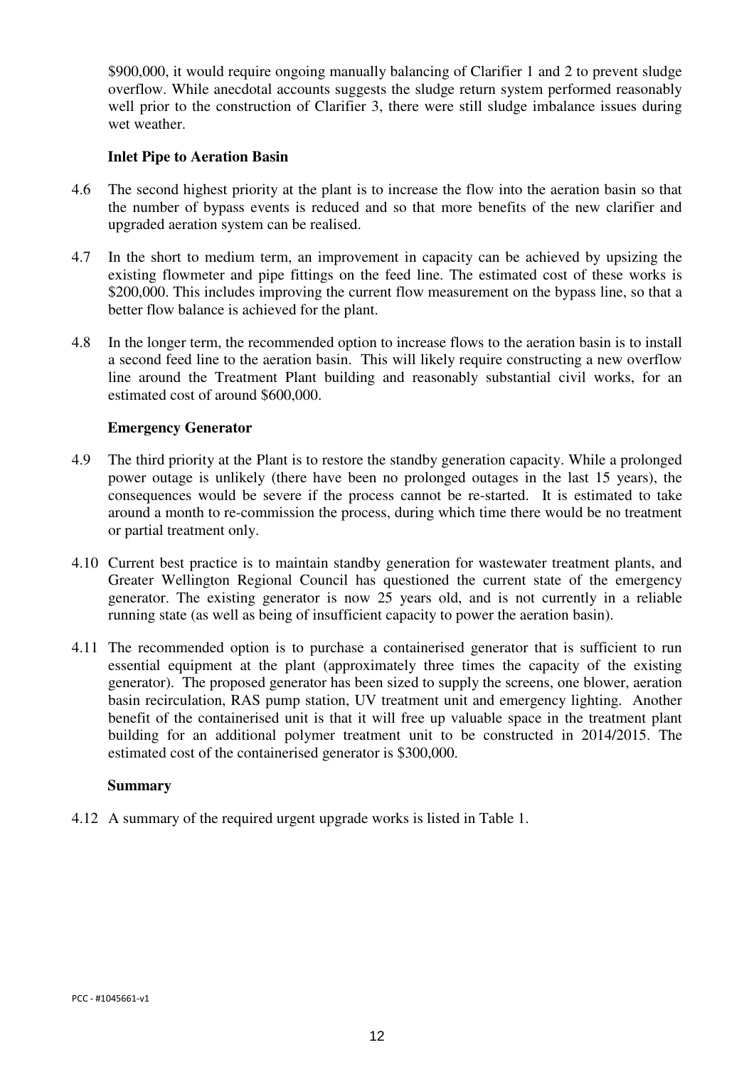$900,000, it would require ongoing manually balancing of Clarifier 1 and 2 to prevent sludge overflow. While anecdotal accounts suggests the sludge return system performed reasonably well prior to the construction of Clarifier 3, there were still sludge imbalance issues during wet weather.

**Inlet Pipe to Aeration Basin**

4.6 The second highest priority at the plant is to increase the flow into the aeration basin so that the number of bypass events is reduced and so that more benefits of the new clarifier and upgraded aeration system can be realised.

4.7 In the short to medium term, an improvement in capacity can be achieved by upsizing the existing flowmeter and pipe fittings on the feed line. The estimated cost of these works is $200,000. This includes improving the current flow measurement on the bypass line, so that a better flow balance is achieved for the plant.

4.8 In the longer term, the recommended option to increase flows to the aeration basin is to install a second feed line to the aeration basin. This will likely require constructing a new overflow line around the Treatment Plant building and reasonably substantial civil works, for an estimated cost of around $600,000.

**Emergency Generator**

4.9 The third priority at the Plant is to restore the standby generation capacity. While a prolonged power outage is unlikely (there have been no prolonged outages in the last 15 years), the consequences would be severe if the process cannot be re-started. It is estimated to take around a month to re-commission the process, during which time there would be no treatment or partial treatment only.

4.10 Current best practice is to maintain standby generation for wastewater treatment plants, and Greater Wellington Regional Council has questioned the current state of the emergency generator. The existing generator is now 25 years old, and is not currently in a reliable running state (as well as being of insufficient capacity to power the aeration basin).

4.11 The recommended option is to purchase a containerised generator that is sufficient to run essential equipment at the plant (approximately three times the capacity of the existing generator). The proposed generator has been sized to supply the screens, one blower, aeration basin recirculation, RAS pump station, UV treatment unit and emergency lighting. Another benefit of the containerised unit is that it will free up valuable space in the treatment plant building for an additional polymer treatment unit to be constructed in 2014/2015. The estimated cost of the containerised generator is $300,000.

**Summary**

4.12 A summary of the required urgent upgrade works is listed in Table 1.

PCC - #1045661-v1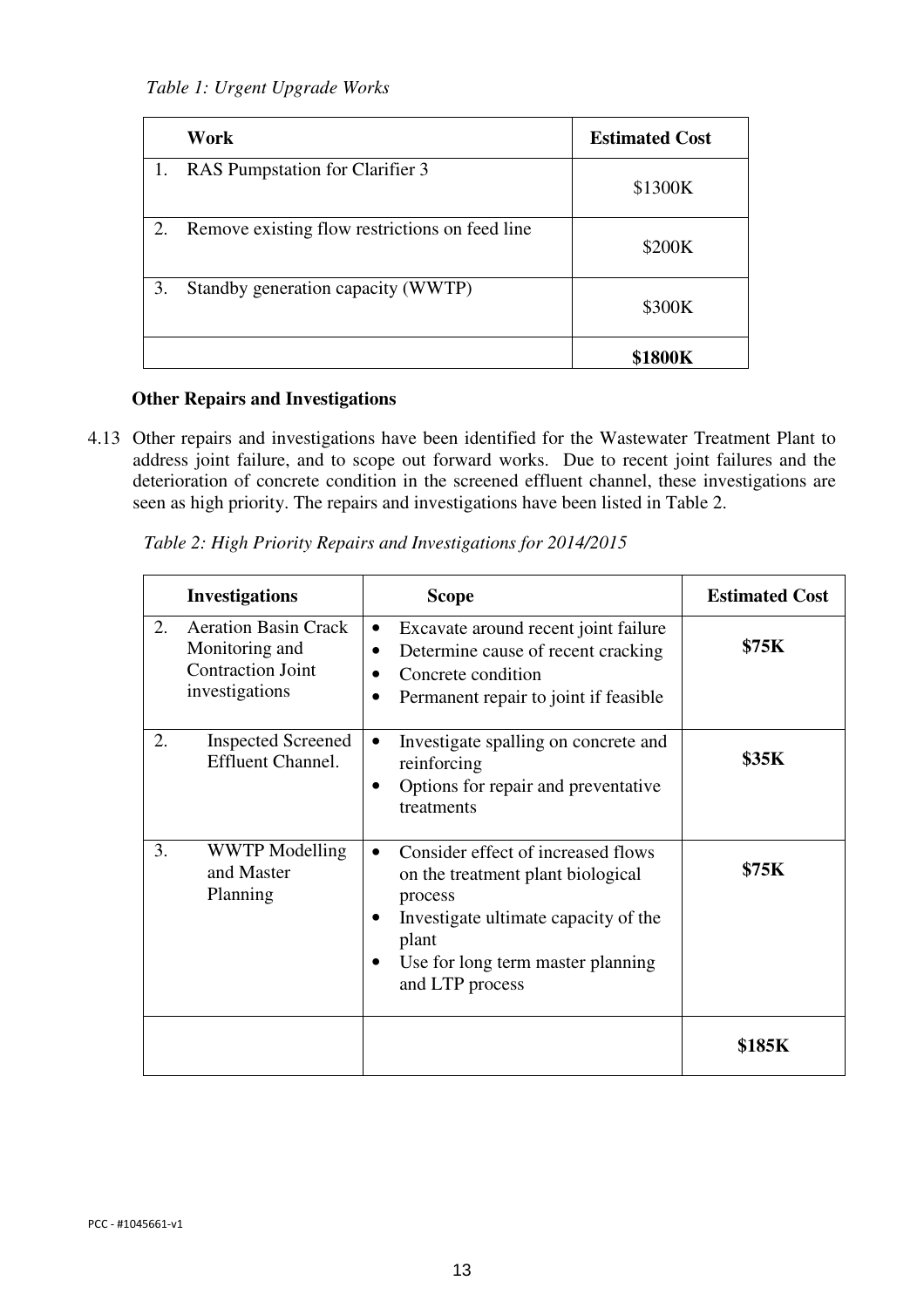*Table 1: Urgent Upgrade Works*

| Work | Estimated Cost |
|---|---|
| 1. RAS Pumpstation for Clarifier 3 | $1300K |
| 2. Remove existing flow restrictions on feed line | $200K |
| 3. Standby generation capacity (WWTP) | $300K |
| | **$1800K** |

**Other Repairs and Investigations**

4.13 Other repairs and investigations have been identified for the Wastewater Treatment Plant to address joint failure, and to scope out forward works. Due to recent joint failures and the deterioration of concrete condition in the screened effluent channel, these investigations are seen as high priority. The repairs and investigations have been listed in Table 2.

*Table 2: High Priority Repairs and Investigations for 2014/2015*

| Investigations | Scope | Estimated Cost |
|---|---|---|
| 2. Aeration Basin Crack Monitoring and Contraction Joint investigations | • Excavate around recent joint failure<br>• Determine cause of recent cracking<br>• Concrete condition<br>• Permanent repair to joint if feasible | **$75K** |
| 2. Inspected Screened Effluent Channel. | • Investigate spalling on concrete and reinforcing<br>• Options for repair and preventative treatments | **$35K** |
| 3. WWTP Modelling and Master Planning | • Consider effect of increased flows on the treatment plant biological process<br>• Investigate ultimate capacity of the plant<br>• Use for long term master planning and LTP process | **$75K** |
| | | **$185K** |

PCC - #1045661-v1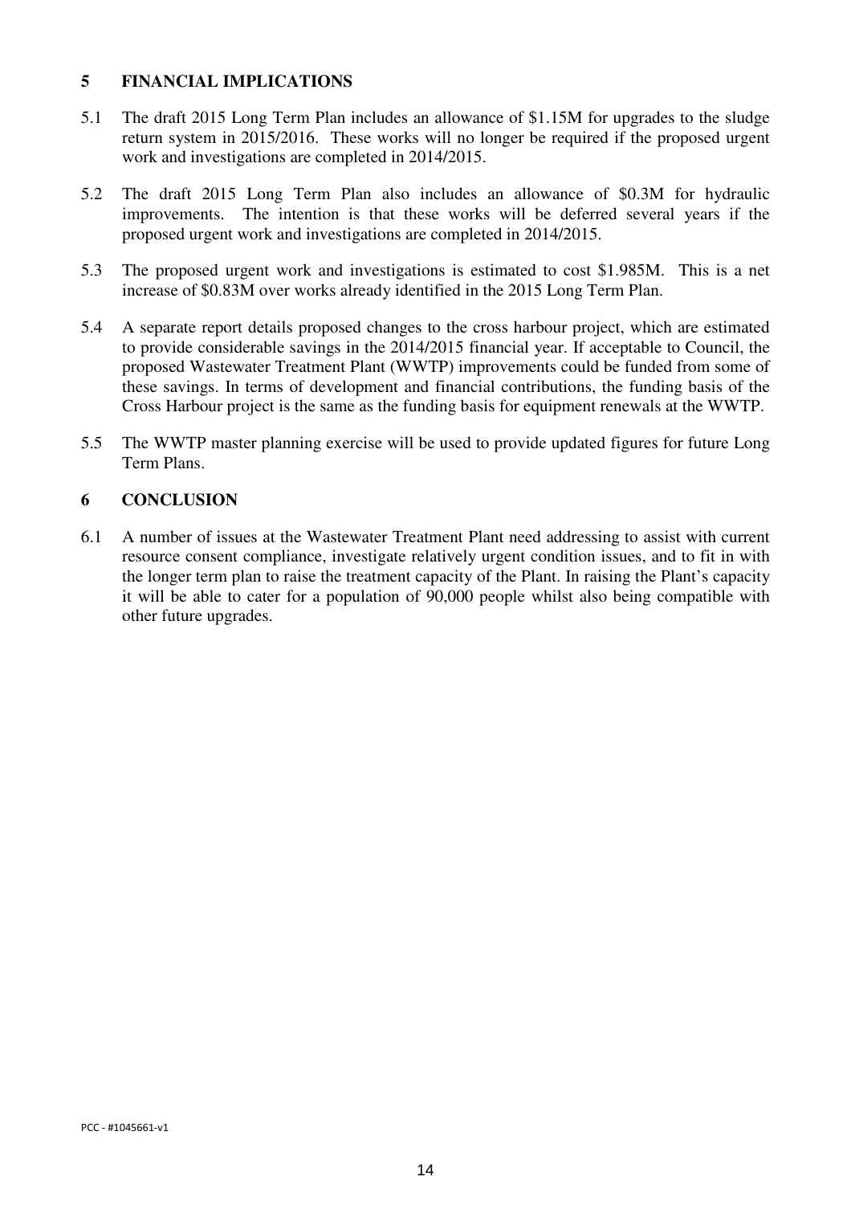## 5 FINANCIAL IMPLICATIONS

5.1 The draft 2015 Long Term Plan includes an allowance of $1.15M for upgrades to the sludge return system in 2015/2016. These works will no longer be required if the proposed urgent work and investigations are completed in 2014/2015.

5.2 The draft 2015 Long Term Plan also includes an allowance of $0.3M for hydraulic improvements. The intention is that these works will be deferred several years if the proposed urgent work and investigations are completed in 2014/2015.

5.3 The proposed urgent work and investigations is estimated to cost $1.985M. This is a net increase of $0.83M over works already identified in the 2015 Long Term Plan.

5.4 A separate report details proposed changes to the cross harbour project, which are estimated to provide considerable savings in the 2014/2015 financial year. If acceptable to Council, the proposed Wastewater Treatment Plant (WWTP) improvements could be funded from some of these savings. In terms of development and financial contributions, the funding basis of the Cross Harbour project is the same as the funding basis for equipment renewals at the WWTP.

5.5 The WWTP master planning exercise will be used to provide updated figures for future Long Term Plans.

## 6 CONCLUSION

6.1 A number of issues at the Wastewater Treatment Plant need addressing to assist with current resource consent compliance, investigate relatively urgent condition issues, and to fit in with the longer term plan to raise the treatment capacity of the Plant. In raising the Plant's capacity it will be able to cater for a population of 90,000 people whilst also being compatible with other future upgrades.

PCC - #1045661-v1